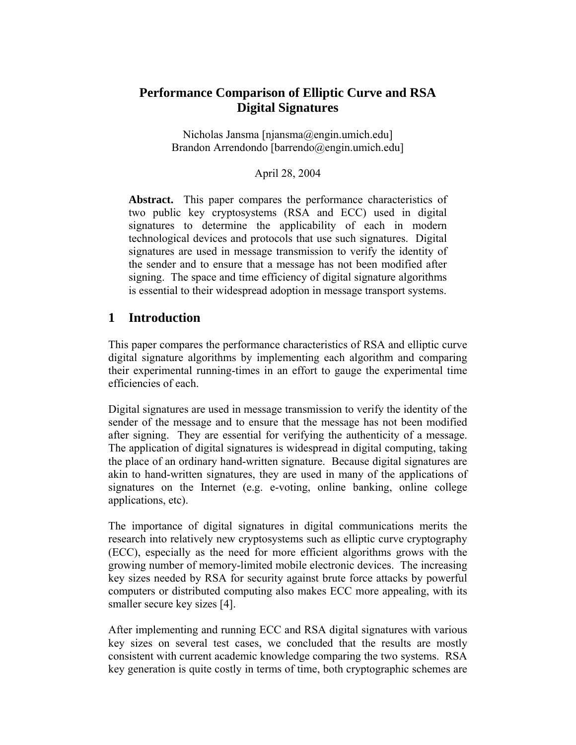# Performance Comparison of Elliptic Curve and RSA Digital Signatures

Nicholas Jansma [njansma@engin.umich.edu]
Brandon Arrendondo [barrendo@engin.umich.edu]

April 28, 2004

**Abstract.** This paper compares the performance characteristics of two public key cryptosystems (RSA and ECC) used in digital signatures to determine the applicability of each in modern technological devices and protocols that use such signatures. Digital signatures are used in message transmission to verify the identity of the sender and to ensure that a message has not been modified after signing. The space and time efficiency of digital signature algorithms is essential to their widespread adoption in message transport systems.

## 1 Introduction

This paper compares the performance characteristics of RSA and elliptic curve digital signature algorithms by implementing each algorithm and comparing their experimental running-times in an effort to gauge the experimental time efficiencies of each.

Digital signatures are used in message transmission to verify the identity of the sender of the message and to ensure that the message has not been modified after signing. They are essential for verifying the authenticity of a message. The application of digital signatures is widespread in digital computing, taking the place of an ordinary hand-written signature. Because digital signatures are akin to hand-written signatures, they are used in many of the applications of signatures on the Internet (e.g. e-voting, online banking, online college applications, etc).

The importance of digital signatures in digital communications merits the research into relatively new cryptosystems such as elliptic curve cryptography (ECC), especially as the need for more efficient algorithms grows with the growing number of memory-limited mobile electronic devices. The increasing key sizes needed by RSA for security against brute force attacks by powerful computers or distributed computing also makes ECC more appealing, with its smaller secure key sizes [4].

After implementing and running ECC and RSA digital signatures with various key sizes on several test cases, we concluded that the results are mostly consistent with current academic knowledge comparing the two systems. RSA key generation is quite costly in terms of time, both cryptographic schemes are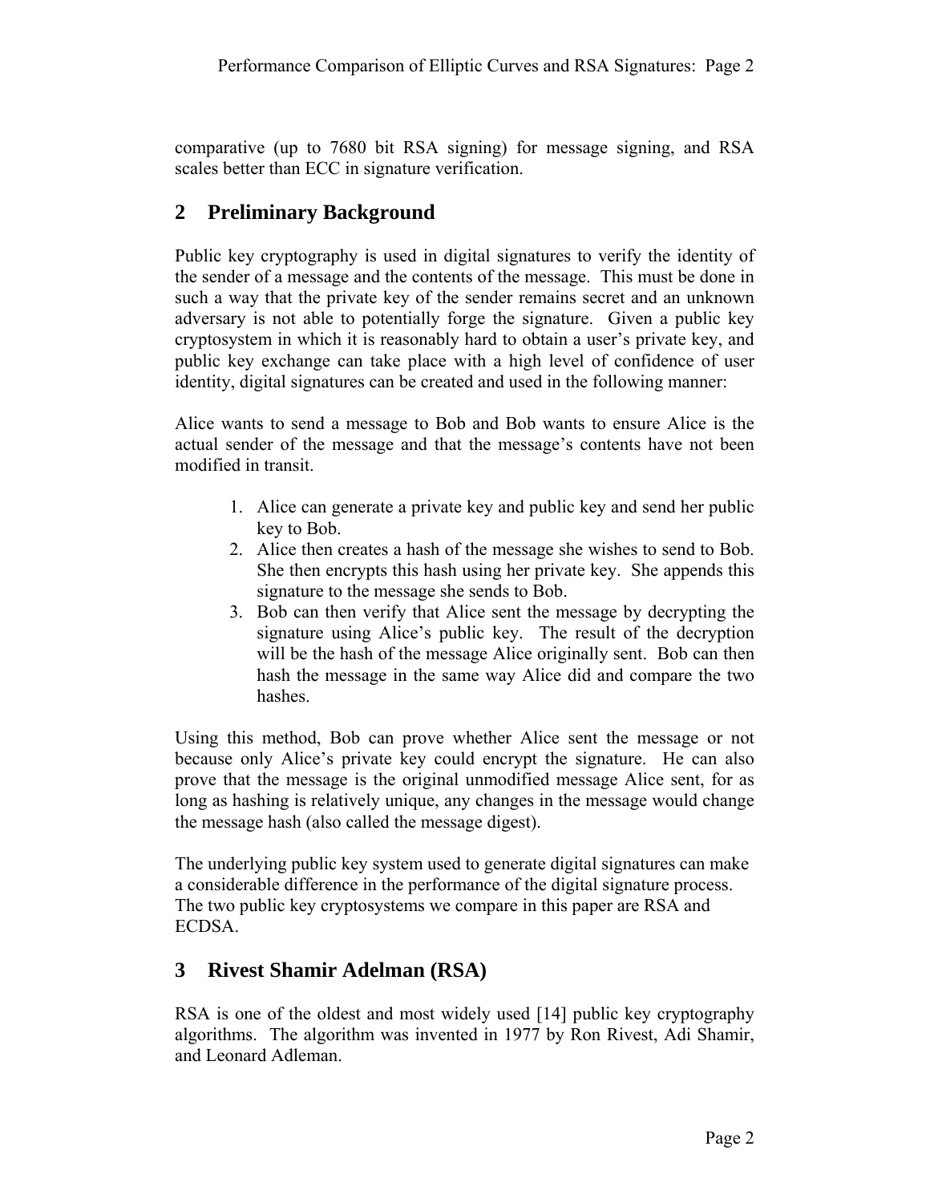comparative (up to 7680 bit RSA signing) for message signing, and RSA scales better than ECC in signature verification.

## 2 Preliminary Background

Public key cryptography is used in digital signatures to verify the identity of the sender of a message and the contents of the message. This must be done in such a way that the private key of the sender remains secret and an unknown adversary is not able to potentially forge the signature. Given a public key cryptosystem in which it is reasonably hard to obtain a user's private key, and public key exchange can take place with a high level of confidence of user identity, digital signatures can be created and used in the following manner:

Alice wants to send a message to Bob and Bob wants to ensure Alice is the actual sender of the message and that the message's contents have not been modified in transit.

1. Alice can generate a private key and public key and send her public key to Bob.
2. Alice then creates a hash of the message she wishes to send to Bob. She then encrypts this hash using her private key. She appends this signature to the message she sends to Bob.
3. Bob can then verify that Alice sent the message by decrypting the signature using Alice's public key. The result of the decryption will be the hash of the message Alice originally sent. Bob can then hash the message in the same way Alice did and compare the two hashes.

Using this method, Bob can prove whether Alice sent the message or not because only Alice's private key could encrypt the signature. He can also prove that the message is the original unmodified message Alice sent, for as long as hashing is relatively unique, any changes in the message would change the message hash (also called the message digest).

The underlying public key system used to generate digital signatures can make a considerable difference in the performance of the digital signature process. The two public key cryptosystems we compare in this paper are RSA and ECDSA.

## 3 Rivest Shamir Adelman (RSA)

RSA is one of the oldest and most widely used [14] public key cryptography algorithms. The algorithm was invented in 1977 by Ron Rivest, Adi Shamir, and Leonard Adleman.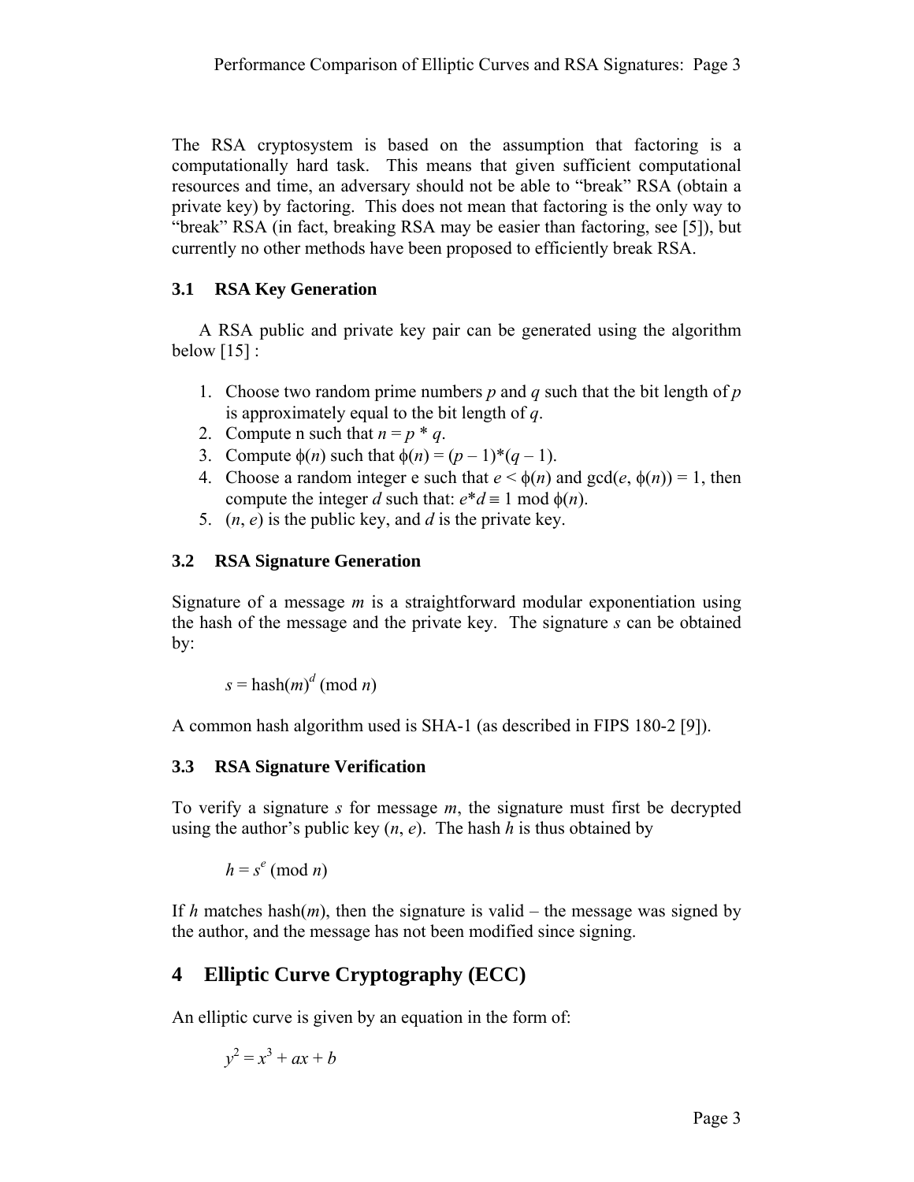The RSA cryptosystem is based on the assumption that factoring is a computationally hard task. This means that given sufficient computational resources and time, an adversary should not be able to "break" RSA (obtain a private key) by factoring. This does not mean that factoring is the only way to "break" RSA (in fact, breaking RSA may be easier than factoring, see [5]), but currently no other methods have been proposed to efficiently break RSA.

### 3.1 RSA Key Generation

A RSA public and private key pair can be generated using the algorithm below [15] :

1. Choose two random prime numbers $p$ and $q$ such that the bit length of $p$ is approximately equal to the bit length of $q$.
2. Compute n such that $n = p * q$.
3. Compute $\phi(n)$ such that $\phi(n) = (p - 1)*(q - 1)$.
4. Choose a random integer e such that $e < \phi(n)$ and $\gcd(e, \phi(n)) = 1$, then compute the integer $d$ such that: $e*d \equiv 1 \bmod \phi(n)$.
5. $(n, e)$ is the public key, and $d$ is the private key.

### 3.2 RSA Signature Generation

Signature of a message $m$ is a straightforward modular exponentiation using the hash of the message and the private key. The signature $s$ can be obtained by:

$$s = \text{hash}(m)^d \pmod{n}$$

A common hash algorithm used is SHA-1 (as described in FIPS 180-2 [9]).

### 3.3 RSA Signature Verification

To verify a signature $s$ for message $m$, the signature must first be decrypted using the author's public key $(n, e)$. The hash $h$ is thus obtained by

$$h = s^e \pmod{n}$$

If $h$ matches hash($m$), then the signature is valid – the message was signed by the author, and the message has not been modified since signing.

## 4 Elliptic Curve Cryptography (ECC)

An elliptic curve is given by an equation in the form of:

$$y^2 = x^3 + ax + b$$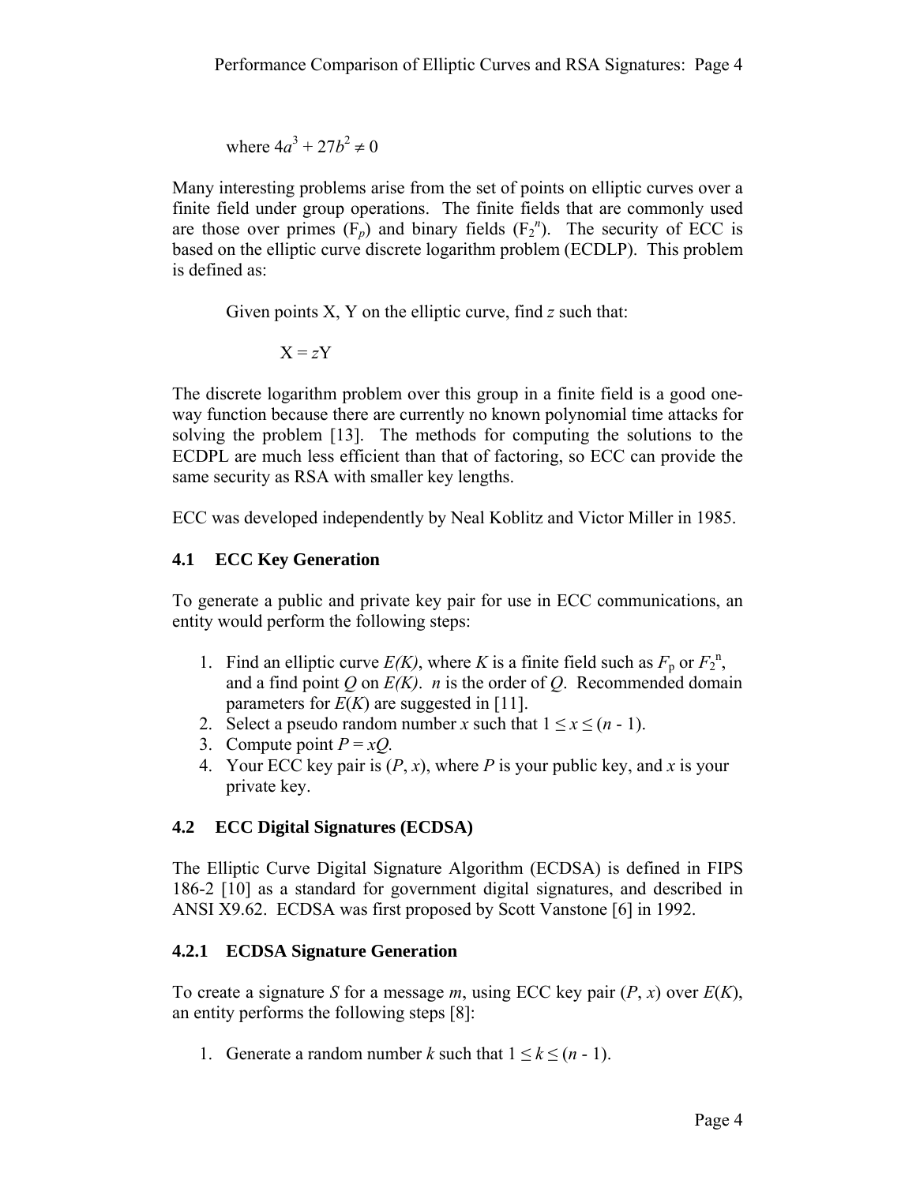where $4a^3 + 27b^2 \neq 0$

Many interesting problems arise from the set of points on elliptic curves over a finite field under group operations. The finite fields that are commonly used are those over primes ($F_p$) and binary fields ($F_{2^n}$). The security of ECC is based on the elliptic curve discrete logarithm problem (ECDLP). This problem is defined as:

Given points X, Y on the elliptic curve, find $z$ such that:

$$X = zY$$

The discrete logarithm problem over this group in a finite field is a good one-way function because there are currently no known polynomial time attacks for solving the problem [13]. The methods for computing the solutions to the ECDPL are much less efficient than that of factoring, so ECC can provide the same security as RSA with smaller key lengths.

ECC was developed independently by Neal Koblitz and Victor Miller in 1985.

### 4.1 ECC Key Generation

To generate a public and private key pair for use in ECC communications, an entity would perform the following steps:

1. Find an elliptic curve $E(K)$, where $K$ is a finite field such as $F_p$ or $F_2^n$, and a find point $Q$ on $E(K)$. $n$ is the order of $Q$. Recommended domain parameters for $E(K)$ are suggested in [11].
2. Select a pseudo random number $x$ such that $1 \leq x \leq (n - 1)$.
3. Compute point $P = xQ$.
4. Your ECC key pair is $(P, x)$, where $P$ is your public key, and $x$ is your private key.

### 4.2 ECC Digital Signatures (ECDSA)

The Elliptic Curve Digital Signature Algorithm (ECDSA) is defined in FIPS 186-2 [10] as a standard for government digital signatures, and described in ANSI X9.62. ECDSA was first proposed by Scott Vanstone [6] in 1992.

#### 4.2.1 ECDSA Signature Generation

To create a signature $S$ for a message $m$, using ECC key pair $(P, x)$ over $E(K)$, an entity performs the following steps [8]:

1. Generate a random number $k$ such that $1 \leq k \leq (n - 1)$.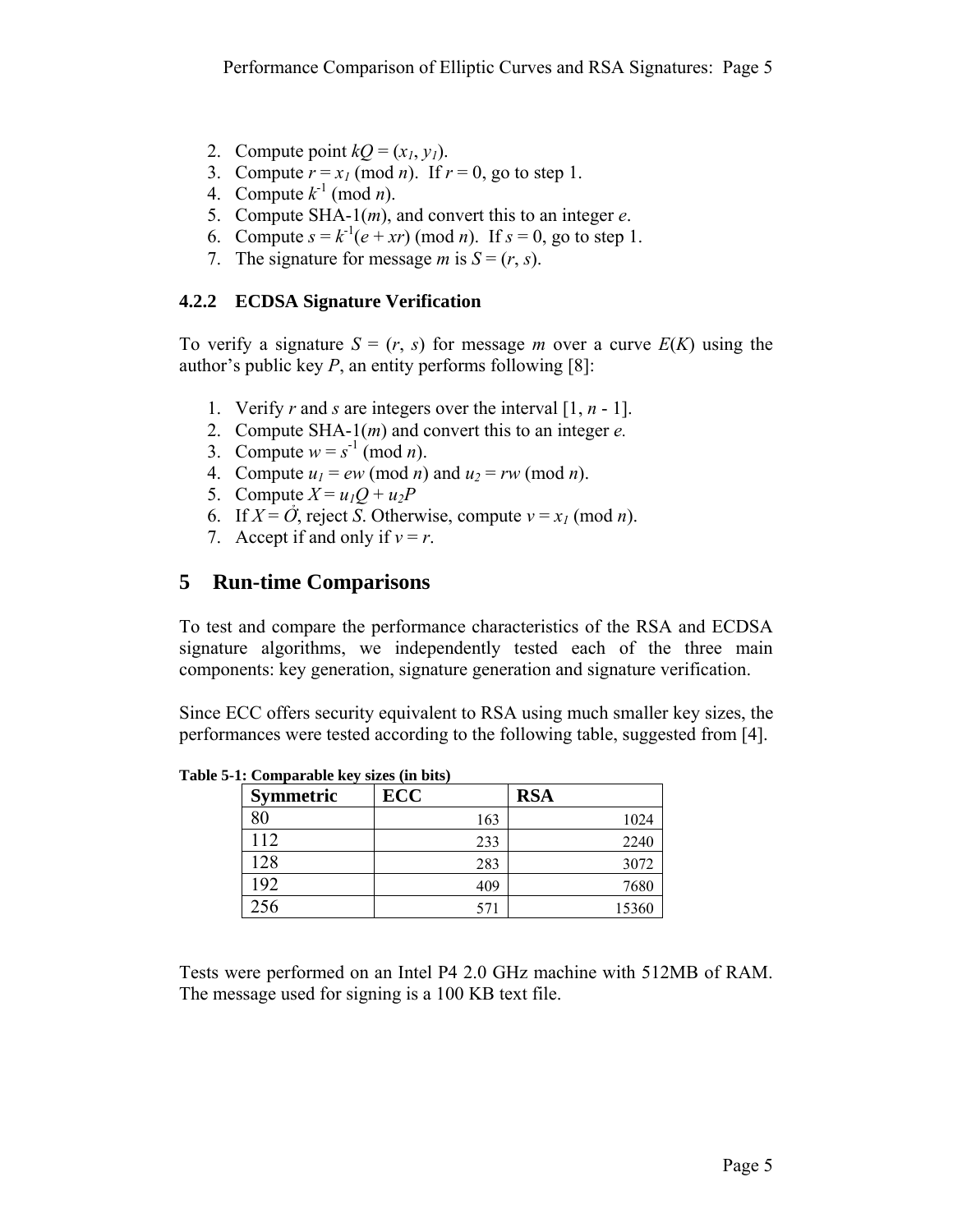2. Compute point $kQ = (x_1, y_1)$.
3. Compute $r = x_1 \pmod{n}$. If $r = 0$, go to step 1.
4. Compute $k^{-1} \pmod{n}$.
5. Compute SHA-1($m$), and convert this to an integer $e$.
6. Compute $s = k^{-1}(e + xr) \pmod{n}$. If $s = 0$, go to step 1.
7. The signature for message $m$ is $S = (r, s)$.

### 4.2.2 ECDSA Signature Verification

To verify a signature $S = (r, s)$ for message $m$ over a curve $E(K)$ using the author's public key $P$, an entity performs following [8]:

1. Verify $r$ and $s$ are integers over the interval $[1, n - 1]$.
2. Compute SHA-1($m$) and convert this to an integer $e$.
3. Compute $w = s^{-1} \pmod{n}$.
4. Compute $u_1 = ew \pmod{n}$ and $u_2 = rw \pmod{n}$.
5. Compute $X = u_1Q + u_2P$
6. If $X = \mathcal{O}$, reject $S$. Otherwise, compute $v = x_1 \pmod{n}$.
7. Accept if and only if $v = r$.

## 5 Run-time Comparisons

To test and compare the performance characteristics of the RSA and ECDSA signature algorithms, we independently tested each of the three main components: key generation, signature generation and signature verification.

Since ECC offers security equivalent to RSA using much smaller key sizes, the performances were tested according to the following table, suggested from [4].

**Table 5-1: Comparable key sizes (in bits)**

| Symmetric | ECC | RSA |
|---|---:|---:|
| 80 | 163 | 1024 |
| 112 | 233 | 2240 |
| 128 | 283 | 3072 |
| 192 | 409 | 7680 |
| 256 | 571 | 15360 |

Tests were performed on an Intel P4 2.0 GHz machine with 512MB of RAM. The message used for signing is a 100 KB text file.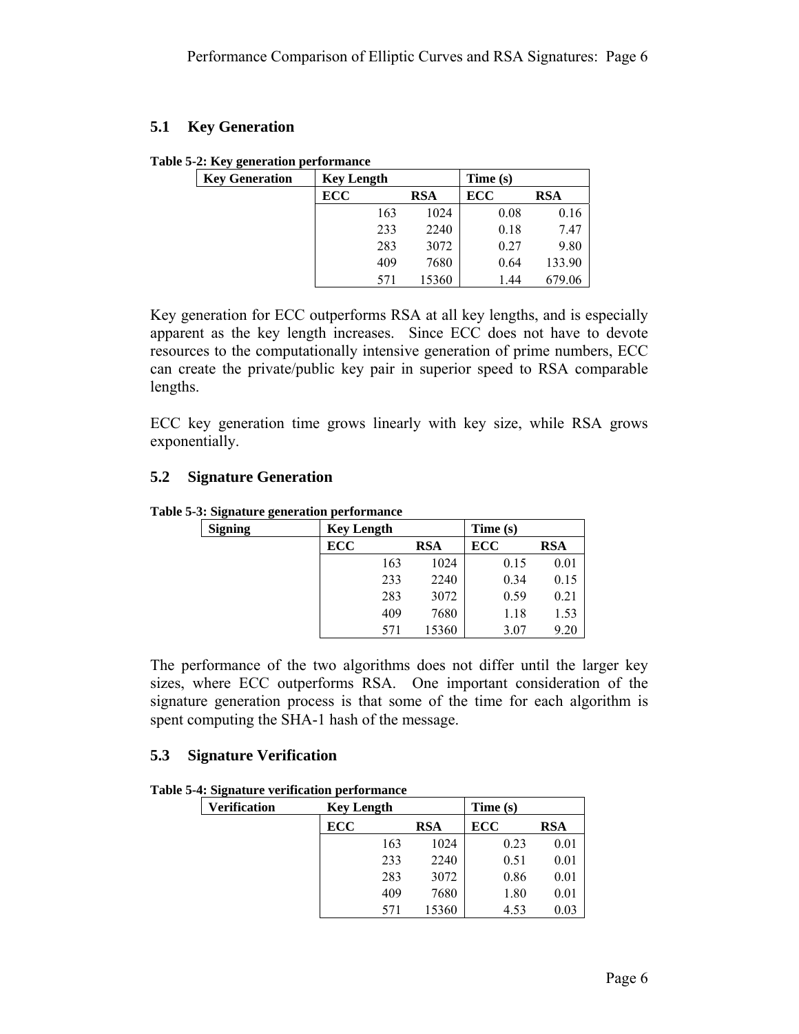## 5.1 Key Generation

**Table 5-2: Key generation performance**

| Key Generation | Key Length | | Time (s) | |
|---|---|---|---|---|
| | ECC | RSA | ECC | RSA |
| | 163 | 1024 | 0.08 | 0.16 |
| | 233 | 2240 | 0.18 | 7.47 |
| | 283 | 3072 | 0.27 | 9.80 |
| | 409 | 7680 | 0.64 | 133.90 |
| | 571 | 15360 | 1.44 | 679.06 |

Key generation for ECC outperforms RSA at all key lengths, and is especially apparent as the key length increases. Since ECC does not have to devote resources to the computationally intensive generation of prime numbers, ECC can create the private/public key pair in superior speed to RSA comparable lengths.

ECC key generation time grows linearly with key size, while RSA grows exponentially.

## 5.2 Signature Generation

**Table 5-3: Signature generation performance**

| Signing | Key Length | | Time (s) | |
|---|---|---|---|---|
| | ECC | RSA | ECC | RSA |
| | 163 | 1024 | 0.15 | 0.01 |
| | 233 | 2240 | 0.34 | 0.15 |
| | 283 | 3072 | 0.59 | 0.21 |
| | 409 | 7680 | 1.18 | 1.53 |
| | 571 | 15360 | 3.07 | 9.20 |

The performance of the two algorithms does not differ until the larger key sizes, where ECC outperforms RSA. One important consideration of the signature generation process is that some of the time for each algorithm is spent computing the SHA-1 hash of the message.

## 5.3 Signature Verification

**Table 5-4: Signature verification performance**

| Verification | Key Length | | Time (s) | |
|---|---|---|---|---|
| | ECC | RSA | ECC | RSA |
| | 163 | 1024 | 0.23 | 0.01 |
| | 233 | 2240 | 0.51 | 0.01 |
| | 283 | 3072 | 0.86 | 0.01 |
| | 409 | 7680 | 1.80 | 0.01 |
| | 571 | 15360 | 4.53 | 0.03 |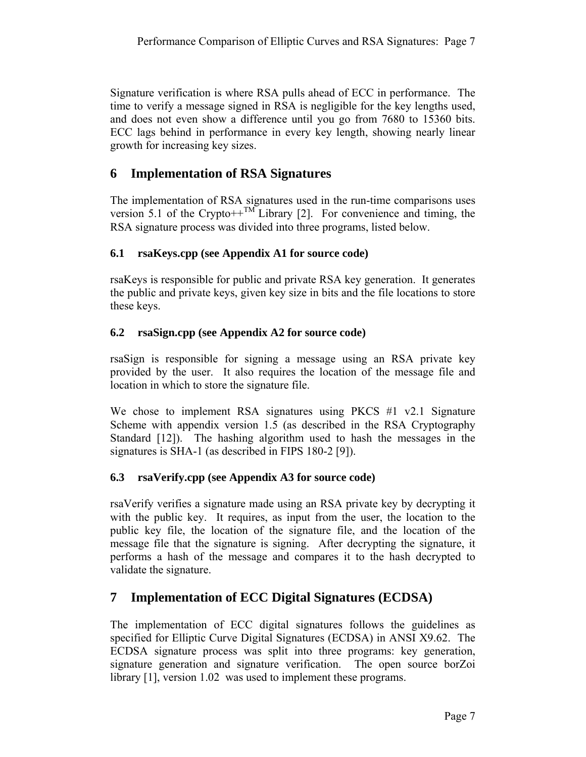Signature verification is where RSA pulls ahead of ECC in performance. The time to verify a message signed in RSA is negligible for the key lengths used, and does not even show a difference until you go from 7680 to 15360 bits. ECC lags behind in performance in every key length, showing nearly linear growth for increasing key sizes.

## 6 Implementation of RSA Signatures

The implementation of RSA signatures used in the run-time comparisons uses version 5.1 of the Crypto++™ Library [2]. For convenience and timing, the RSA signature process was divided into three programs, listed below.

### 6.1 rsaKeys.cpp (see Appendix A1 for source code)

rsaKeys is responsible for public and private RSA key generation. It generates the public and private keys, given key size in bits and the file locations to store these keys.

### 6.2 rsaSign.cpp (see Appendix A2 for source code)

rsaSign is responsible for signing a message using an RSA private key provided by the user. It also requires the location of the message file and location in which to store the signature file.

We chose to implement RSA signatures using PKCS #1 v2.1 Signature Scheme with appendix version 1.5 (as described in the RSA Cryptography Standard [12]). The hashing algorithm used to hash the messages in the signatures is SHA-1 (as described in FIPS 180-2 [9]).

### 6.3 rsaVerify.cpp (see Appendix A3 for source code)

rsaVerify verifies a signature made using an RSA private key by decrypting it with the public key. It requires, as input from the user, the location to the public key file, the location of the signature file, and the location of the message file that the signature is signing. After decrypting the signature, it performs a hash of the message and compares it to the hash decrypted to validate the signature.

## 7 Implementation of ECC Digital Signatures (ECDSA)

The implementation of ECC digital signatures follows the guidelines as specified for Elliptic Curve Digital Signatures (ECDSA) in ANSI X9.62. The ECDSA signature process was split into three programs: key generation, signature generation and signature verification. The open source borZoi library [1], version 1.02 was used to implement these programs.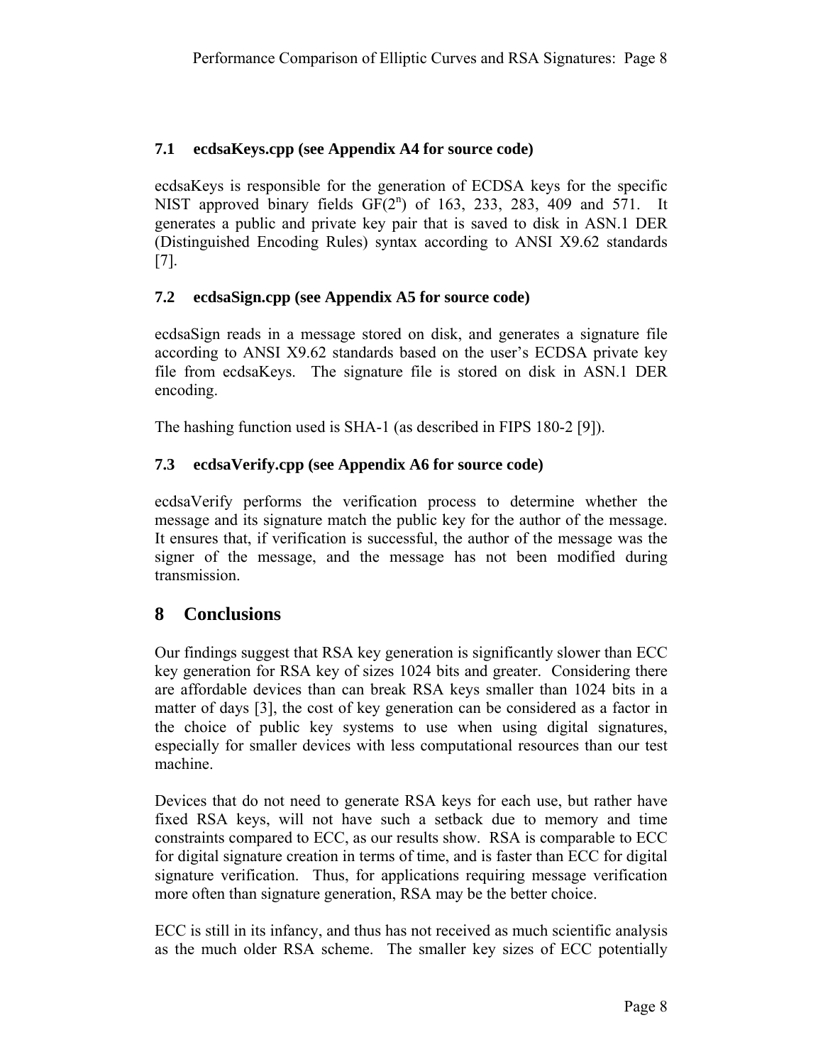### 7.1 ecdsaKeys.cpp (see Appendix A4 for source code)

ecdsaKeys is responsible for the generation of ECDSA keys for the specific NIST approved binary fields $GF(2^n)$ of 163, 233, 283, 409 and 571. It generates a public and private key pair that is saved to disk in ASN.1 DER (Distinguished Encoding Rules) syntax according to ANSI X9.62 standards [7].

### 7.2 ecdsaSign.cpp (see Appendix A5 for source code)

ecdsaSign reads in a message stored on disk, and generates a signature file according to ANSI X9.62 standards based on the user's ECDSA private key file from ecdsaKeys. The signature file is stored on disk in ASN.1 DER encoding.

The hashing function used is SHA-1 (as described in FIPS 180-2 [9]).

### 7.3 ecdsaVerify.cpp (see Appendix A6 for source code)

ecdsaVerify performs the verification process to determine whether the message and its signature match the public key for the author of the message. It ensures that, if verification is successful, the author of the message was the signer of the message, and the message has not been modified during transmission.

## 8 Conclusions

Our findings suggest that RSA key generation is significantly slower than ECC key generation for RSA key of sizes 1024 bits and greater. Considering there are affordable devices than can break RSA keys smaller than 1024 bits in a matter of days [3], the cost of key generation can be considered as a factor in the choice of public key systems to use when using digital signatures, especially for smaller devices with less computational resources than our test machine.

Devices that do not need to generate RSA keys for each use, but rather have fixed RSA keys, will not have such a setback due to memory and time constraints compared to ECC, as our results show. RSA is comparable to ECC for digital signature creation in terms of time, and is faster than ECC for digital signature verification. Thus, for applications requiring message verification more often than signature generation, RSA may be the better choice.

ECC is still in its infancy, and thus has not received as much scientific analysis as the much older RSA scheme. The smaller key sizes of ECC potentially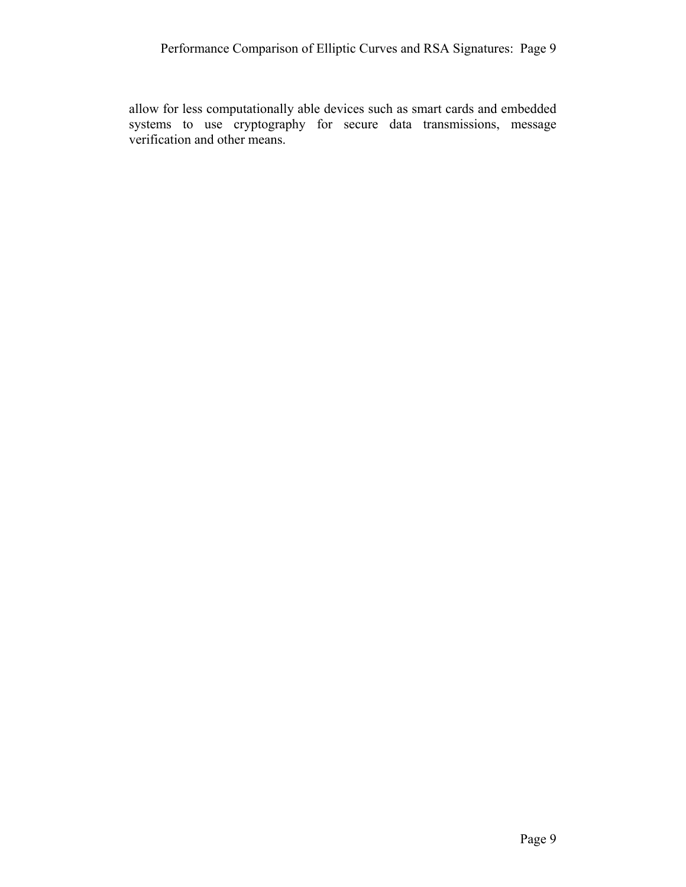allow for less computationally able devices such as smart cards and embedded systems to use cryptography for secure data transmissions, message verification and other means.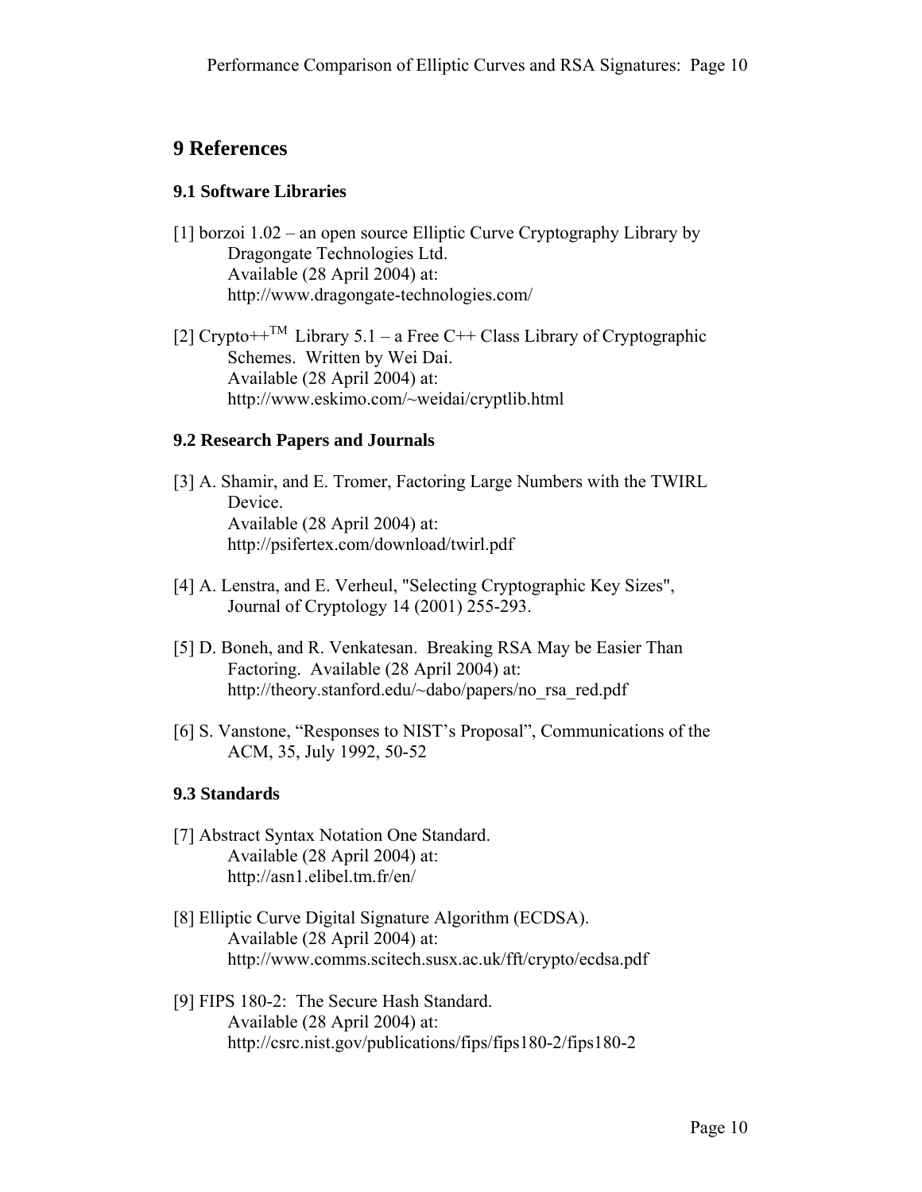## 9 References

### 9.1 Software Libraries

[1] borzoi 1.02 – an open source Elliptic Curve Cryptography Library by Dragongate Technologies Ltd.
Available (28 April 2004) at:
http://www.dragongate-technologies.com/

[2] Crypto++$^{TM}$ Library 5.1 – a Free C++ Class Library of Cryptographic Schemes. Written by Wei Dai.
Available (28 April 2004) at:
http://www.eskimo.com/~weidai/cryptlib.html

### 9.2 Research Papers and Journals

[3] A. Shamir, and E. Tromer, Factoring Large Numbers with the TWIRL Device.
Available (28 April 2004) at:
http://psifertex.com/download/twirl.pdf

[4] A. Lenstra, and E. Verheul, "Selecting Cryptographic Key Sizes", Journal of Cryptology 14 (2001) 255-293.

[5] D. Boneh, and R. Venkatesan. Breaking RSA May be Easier Than Factoring. Available (28 April 2004) at:
http://theory.stanford.edu/~dabo/papers/no_rsa_red.pdf

[6] S. Vanstone, "Responses to NIST's Proposal", Communications of the ACM, 35, July 1992, 50-52

### 9.3 Standards

[7] Abstract Syntax Notation One Standard.
Available (28 April 2004) at:
http://asn1.elibel.tm.fr/en/

[8] Elliptic Curve Digital Signature Algorithm (ECDSA).
Available (28 April 2004) at:
http://www.comms.scitech.susx.ac.uk/fft/crypto/ecdsa.pdf

[9] FIPS 180-2: The Secure Hash Standard.
Available (28 April 2004) at:
http://csrc.nist.gov/publications/fips/fips180-2/fips180-2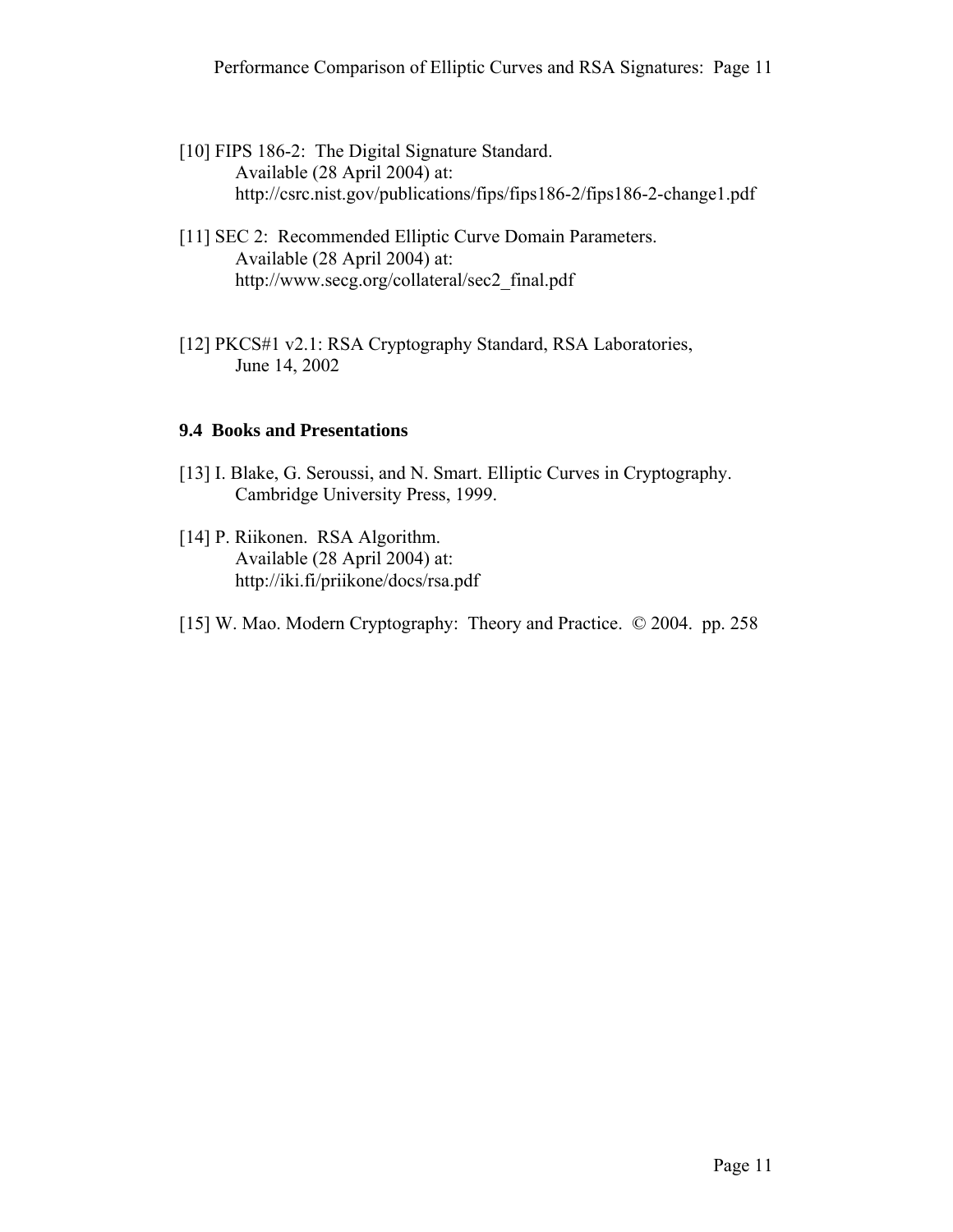[10] FIPS 186-2: The Digital Signature Standard.
Available (28 April 2004) at:
http://csrc.nist.gov/publications/fips/fips186-2/fips186-2-change1.pdf

[11] SEC 2: Recommended Elliptic Curve Domain Parameters.
Available (28 April 2004) at:
http://www.secg.org/collateral/sec2_final.pdf

[12] PKCS#1 v2.1: RSA Cryptography Standard, RSA Laboratories,
June 14, 2002

### 9.4 Books and Presentations

[13] I. Blake, G. Seroussi, and N. Smart. Elliptic Curves in Cryptography.
Cambridge University Press, 1999.

[14] P. Riikonen. RSA Algorithm.
Available (28 April 2004) at:
http://iki.fi/priikone/docs/rsa.pdf

[15] W. Mao. Modern Cryptography: Theory and Practice. © 2004. pp. 258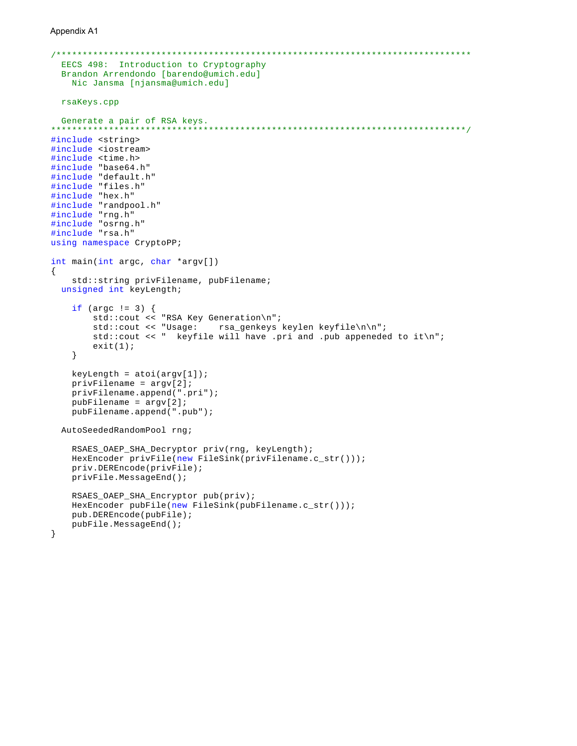Appendix A1

```
/******************************************************************************
  EECS 498:  Introduction to Cryptography
  Brandon Arrendondo [barendo@umich.edu]
    Nic Jansma [njansma@umich.edu]

  rsaKeys.cpp

  Generate a pair of RSA keys.
******************************************************************************/
#include <string>
#include <iostream>
#include <time.h>
#include "base64.h"
#include "default.h"
#include "files.h"
#include "hex.h"
#include "randpool.h"
#include "rng.h"
#include "osrng.h"
#include "rsa.h"
using namespace CryptoPP;

int main(int argc, char *argv[])
{
    std::string privFilename, pubFilename;
  unsigned int keyLength;

    if (argc != 3) {
        std::cout << "RSA Key Generation\n";
        std::cout << "Usage:    rsa_genkeys keylen keyfile\n\n";
        std::cout << "  keyfile will have .pri and .pub appeneded to it\n";
        exit(1);
    }

    keyLength = atoi(argv[1]);
    privFilename = argv[2];
    privFilename.append(".pri");
    pubFilename = argv[2];
    pubFilename.append(".pub");

  AutoSeededRandomPool rng;

    RSAES_OAEP_SHA_Decryptor priv(rng, keyLength);
    HexEncoder privFile(new FileSink(privFilename.c_str()));
    priv.DEREncode(privFile);
    privFile.MessageEnd();

    RSAES_OAEP_SHA_Encryptor pub(priv);
    HexEncoder pubFile(new FileSink(pubFilename.c_str()));
    pub.DEREncode(pubFile);
    pubFile.MessageEnd();
}
```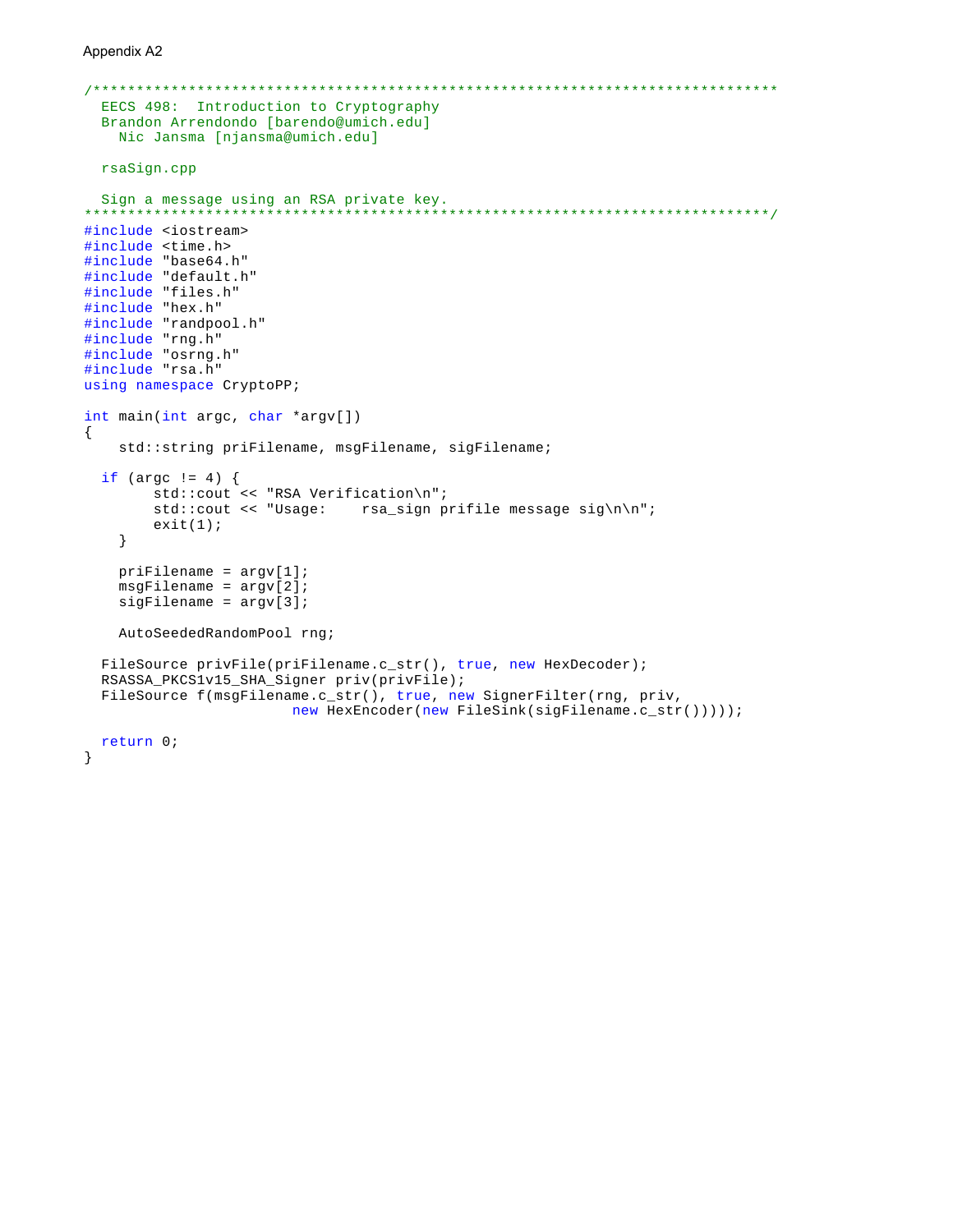Appendix A2

```
/*******************************************************************************
  EECS 498:  Introduction to Cryptography
  Brandon Arrendondo [barendo@umich.edu]
    Nic Jansma [njansma@umich.edu]

  rsaSign.cpp

  Sign a message using an RSA private key.
*******************************************************************************/
#include <iostream>
#include <time.h>
#include "base64.h"
#include "default.h"
#include "files.h"
#include "hex.h"
#include "randpool.h"
#include "rng.h"
#include "osrng.h"
#include "rsa.h"
using namespace CryptoPP;

int main(int argc, char *argv[])
{
    std::string priFilename, msgFilename, sigFilename;

  if (argc != 4) {
        std::cout << "RSA Verification\n";
        std::cout << "Usage:    rsa_sign prifile message sig\n\n";
        exit(1);
    }

    priFilename = argv[1];
    msgFilename = argv[2];
    sigFilename = argv[3];

    AutoSeededRandomPool rng;

  FileSource privFile(priFilename.c_str(), true, new HexDecoder);
  RSASSA_PKCS1v15_SHA_Signer priv(privFile);
  FileSource f(msgFilename.c_str(), true, new SignerFilter(rng, priv,
                        new HexEncoder(new FileSink(sigFilename.c_str()))));

  return 0;
}
```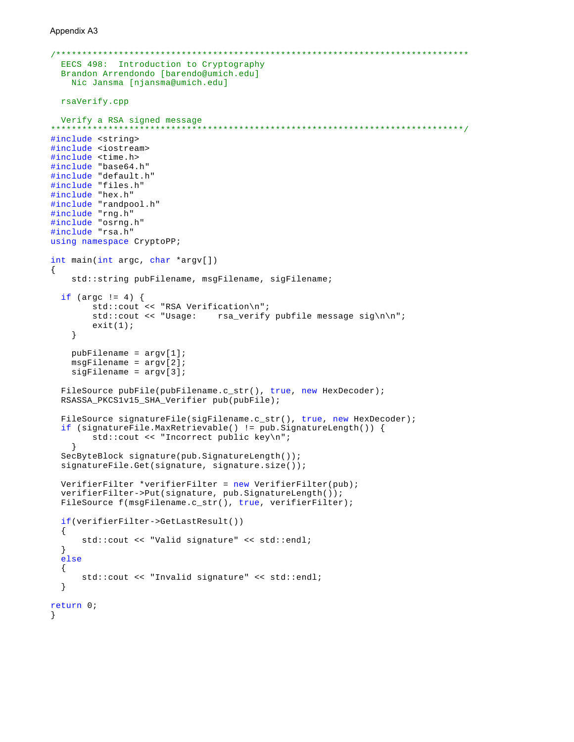Appendix A3

```
/******************************************************************************
  EECS 498:  Introduction to Cryptography
  Brandon Arrendondo [barendo@umich.edu]
    Nic Jansma [njansma@umich.edu]

  rsaVerify.cpp

  Verify a RSA signed message
******************************************************************************/
#include <string>
#include <iostream>
#include <time.h>
#include "base64.h"
#include "default.h"
#include "files.h"
#include "hex.h"
#include "randpool.h"
#include "rng.h"
#include "osrng.h"
#include "rsa.h"
using namespace CryptoPP;

int main(int argc, char *argv[])
{
    std::string pubFilename, msgFilename, sigFilename;

  if (argc != 4) {
        std::cout << "RSA Verification\n";
        std::cout << "Usage:    rsa_verify pubfile message sig\n\n";
        exit(1);
    }

    pubFilename = argv[1];
    msgFilename = argv[2];
    sigFilename = argv[3];

  FileSource pubFile(pubFilename.c_str(), true, new HexDecoder);
  RSASSA_PKCS1v15_SHA_Verifier pub(pubFile);

  FileSource signatureFile(sigFilename.c_str(), true, new HexDecoder);
  if (signatureFile.MaxRetrievable() != pub.SignatureLength()) {
        std::cout << "Incorrect public key\n";
    }
  SecByteBlock signature(pub.SignatureLength());
  signatureFile.Get(signature, signature.size());

  VerifierFilter *verifierFilter = new VerifierFilter(pub);
  verifierFilter->Put(signature, pub.SignatureLength());
  FileSource f(msgFilename.c_str(), true, verifierFilter);

  if(verifierFilter->GetLastResult())
  {
      std::cout << "Valid signature" << std::endl;
  }
  else
  {
      std::cout << "Invalid signature" << std::endl;
  }

return 0;
}
```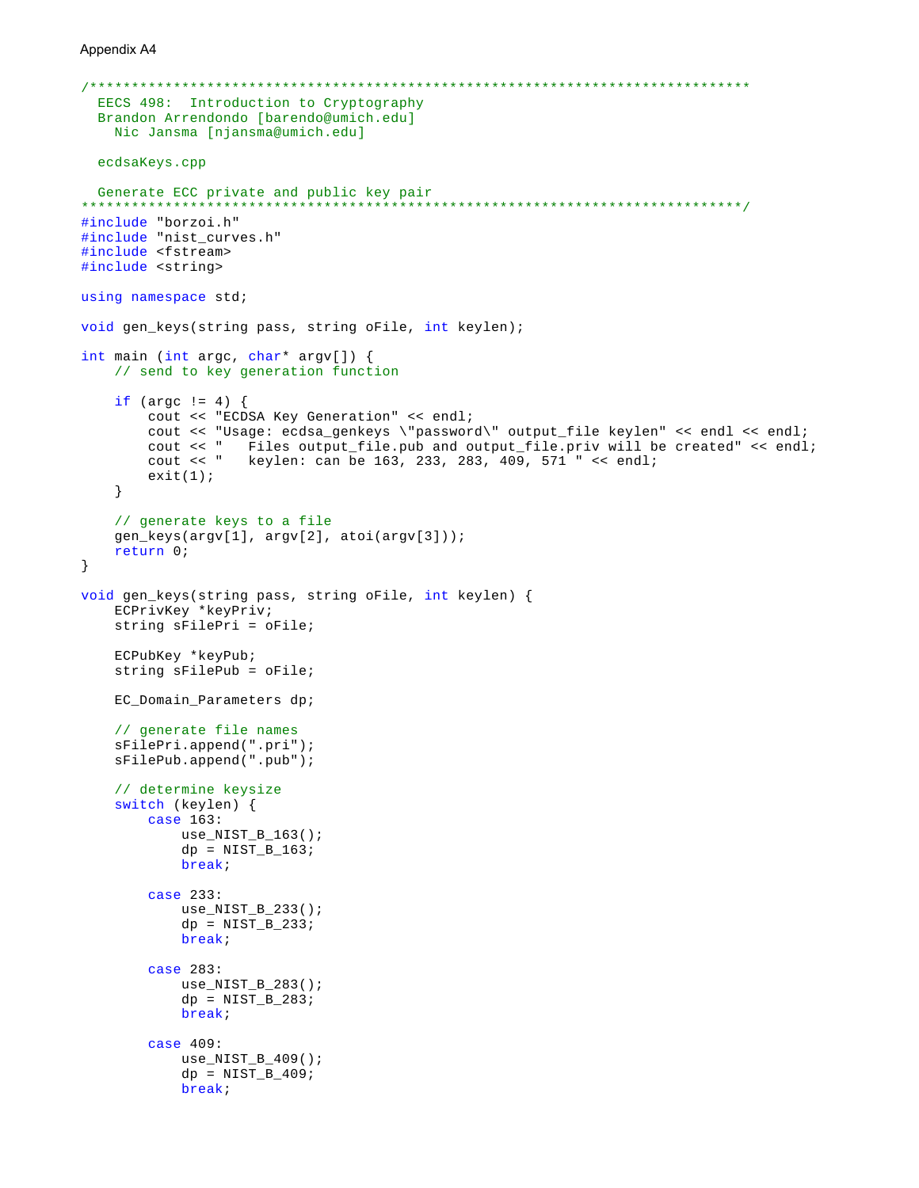Appendix A4

```
/******************************************************************************
  EECS 498:  Introduction to Cryptography
  Brandon Arrendondo [barendo@umich.edu]
    Nic Jansma [njansma@umich.edu]

  ecdsaKeys.cpp

  Generate ECC private and public key pair
******************************************************************************/
#include "borzoi.h"
#include "nist_curves.h"
#include <fstream>
#include <string>

using namespace std;

void gen_keys(string pass, string oFile, int keylen);

int main (int argc, char* argv[]) {
    // send to key generation function

    if (argc != 4) {
        cout << "ECDSA Key Generation" << endl;
        cout << "Usage: ecdsa_genkeys \"password\" output_file keylen" << endl << endl;
        cout << "   Files output_file.pub and output_file.priv will be created" << endl;
        cout << "   keylen: can be 163, 233, 283, 409, 571 " << endl;
        exit(1);
    }

    // generate keys to a file
    gen_keys(argv[1], argv[2], atoi(argv[3]));
    return 0;
}

void gen_keys(string pass, string oFile, int keylen) {
    ECPrivKey *keyPriv;
    string sFilePri = oFile;

    ECPubKey *keyPub;
    string sFilePub = oFile;

    EC_Domain_Parameters dp;

    // generate file names
    sFilePri.append(".pri");
    sFilePub.append(".pub");

    // determine keysize
    switch (keylen) {
        case 163:
            use_NIST_B_163();
            dp = NIST_B_163;
            break;

        case 233:
            use_NIST_B_233();
            dp = NIST_B_233;
            break;

        case 283:
            use_NIST_B_283();
            dp = NIST_B_283;
            break;

        case 409:
            use_NIST_B_409();
            dp = NIST_B_409;
            break;
```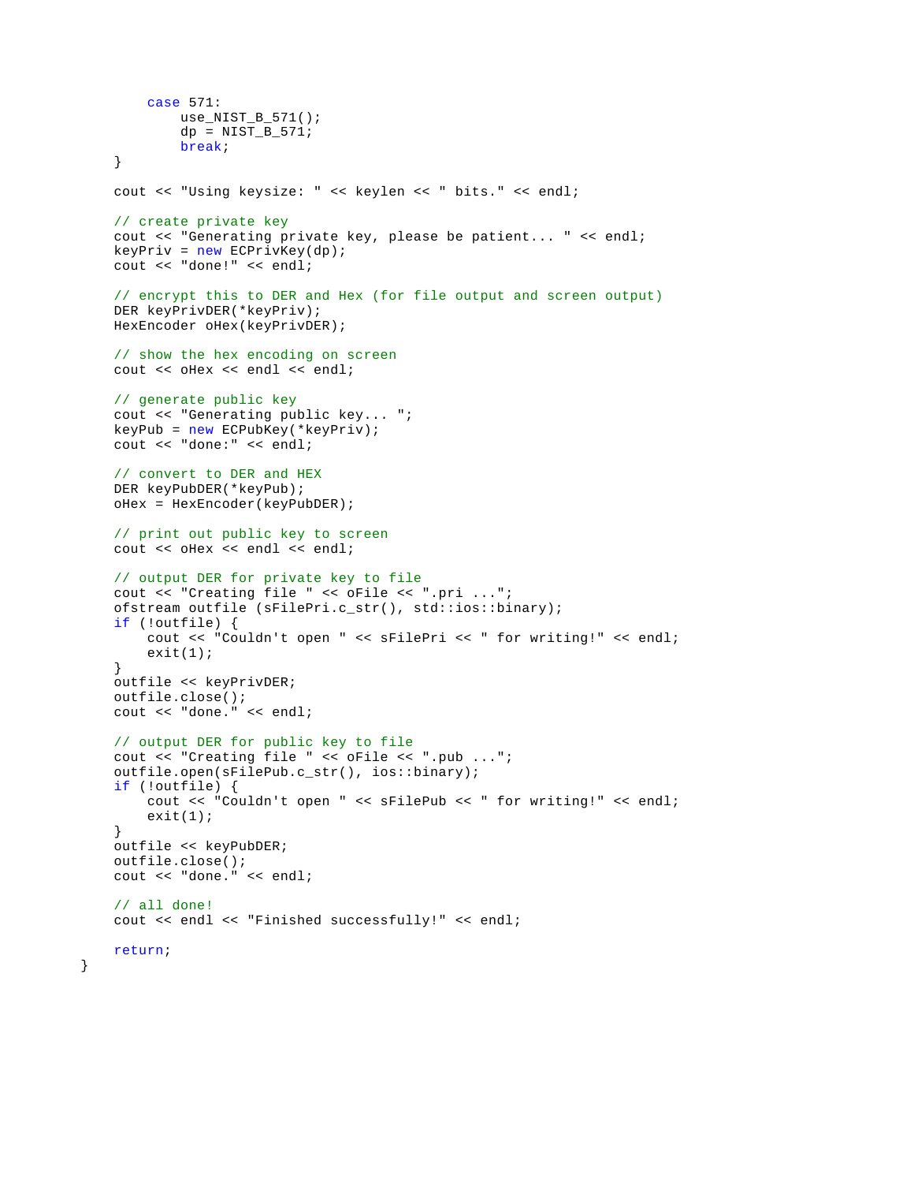```
        case 571:
            use_NIST_B_571();
            dp = NIST_B_571;
            break;
    }

    cout << "Using keysize: " << keylen << " bits." << endl;

    // create private key
    cout << "Generating private key, please be patient... " << endl;
    keyPriv = new ECPrivKey(dp);
    cout << "done!" << endl;

    // encrypt this to DER and Hex (for file output and screen output)
    DER keyPrivDER(*keyPriv);
    HexEncoder oHex(keyPrivDER);

    // show the hex encoding on screen
    cout << oHex << endl << endl;

    // generate public key
    cout << "Generating public key... ";
    keyPub = new ECPubKey(*keyPriv);
    cout << "done:" << endl;

    // convert to DER and HEX
    DER keyPubDER(*keyPub);
    oHex = HexEncoder(keyPubDER);

    // print out public key to screen
    cout << oHex << endl << endl;

    // output DER for private key to file
    cout << "Creating file " << oFile << ".pri ...";
    ofstream outfile (sFilePri.c_str(), std::ios::binary);
    if (!outfile) {
        cout << "Couldn't open " << sFilePri << " for writing!" << endl;
        exit(1);
    }
    outfile << keyPrivDER;
    outfile.close();
    cout << "done." << endl;

    // output DER for public key to file
    cout << "Creating file " << oFile << ".pub ...";
    outfile.open(sFilePub.c_str(), ios::binary);
    if (!outfile) {
        cout << "Couldn't open " << sFilePub << " for writing!" << endl;
        exit(1);
    }
    outfile << keyPubDER;
    outfile.close();
    cout << "done." << endl;

    // all done!
    cout << endl << "Finished successfully!" << endl;

    return;
}
```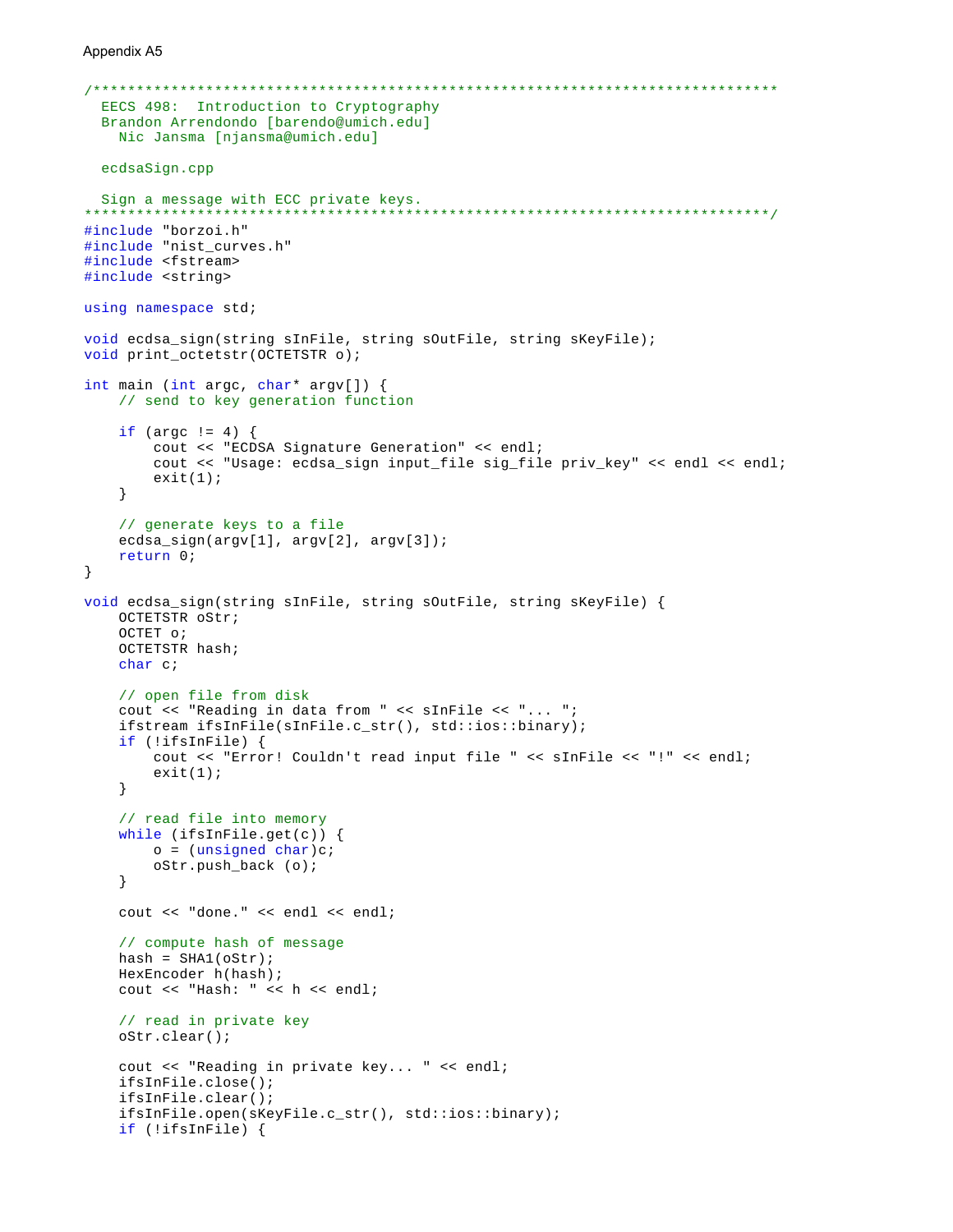Appendix A5

```
/*****************************************************************************
  EECS 498:  Introduction to Cryptography
  Brandon Arrendondo [barendo@umich.edu]
    Nic Jansma [njansma@umich.edu]

  ecdsaSign.cpp

  Sign a message with ECC private keys.
*****************************************************************************/
#include "borzoi.h"
#include "nist_curves.h"
#include <fstream>
#include <string>

using namespace std;

void ecdsa_sign(string sInFile, string sOutFile, string sKeyFile);
void print_octetstr(OCTETSTR o);

int main (int argc, char* argv[]) {
    // send to key generation function

    if (argc != 4) {
        cout << "ECDSA Signature Generation" << endl;
        cout << "Usage: ecdsa_sign input_file sig_file priv_key" << endl << endl;
        exit(1);
    }

    // generate keys to a file
    ecdsa_sign(argv[1], argv[2], argv[3]);
    return 0;
}

void ecdsa_sign(string sInFile, string sOutFile, string sKeyFile) {
    OCTETSTR oStr;
    OCTET o;
    OCTETSTR hash;
    char c;

    // open file from disk
    cout << "Reading in data from " << sInFile << "... ";
    ifstream ifsInFile(sInFile.c_str(), std::ios::binary);
    if (!ifsInFile) {
        cout << "Error! Couldn't read input file " << sInFile << "!" << endl;
        exit(1);
    }

    // read file into memory
    while (ifsInFile.get(c)) {
        o = (unsigned char)c;
        oStr.push_back (o);
    }

    cout << "done." << endl << endl;

    // compute hash of message
    hash = SHA1(oStr);
    HexEncoder h(hash);
    cout << "Hash: " << h << endl;

    // read in private key
    oStr.clear();

    cout << "Reading in private key... " << endl;
    ifsInFile.close();
    ifsInFile.clear();
    ifsInFile.open(sKeyFile.c_str(), std::ios::binary);
    if (!ifsInFile) {
```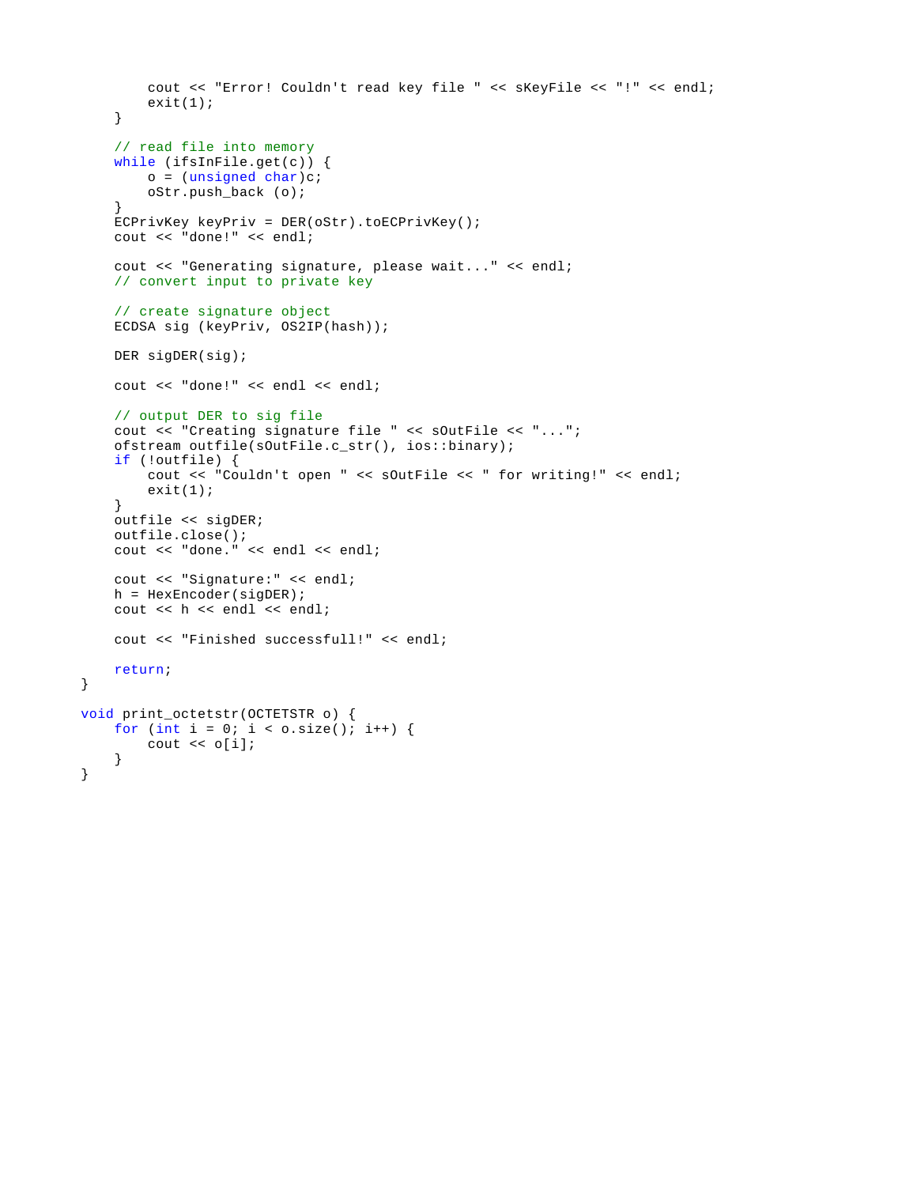```
        cout << "Error! Couldn't read key file " << sKeyFile << "!" << endl;
        exit(1);
    }

    // read file into memory
    while (ifsInFile.get(c)) {
        o = (unsigned char)c;
        oStr.push_back (o);
    }
    ECPrivKey keyPriv = DER(oStr).toECPrivKey();
    cout << "done!" << endl;

    cout << "Generating signature, please wait..." << endl;
    // convert input to private key

    // create signature object
    ECDSA sig (keyPriv, OS2IP(hash));

    DER sigDER(sig);

    cout << "done!" << endl << endl;

    // output DER to sig file
    cout << "Creating signature file " << sOutFile << "...";
    ofstream outfile(sOutFile.c_str(), ios::binary);
    if (!outfile) {
        cout << "Couldn't open " << sOutFile << " for writing!" << endl;
        exit(1);
    }
    outfile << sigDER;
    outfile.close();
    cout << "done." << endl << endl;

    cout << "Signature:" << endl;
    h = HexEncoder(sigDER);
    cout << h << endl << endl;

    cout << "Finished successfull!" << endl;

    return;
}

void print_octetstr(OCTETSTR o) {
    for (int i = 0; i < o.size(); i++) {
        cout << o[i];
    }
}
```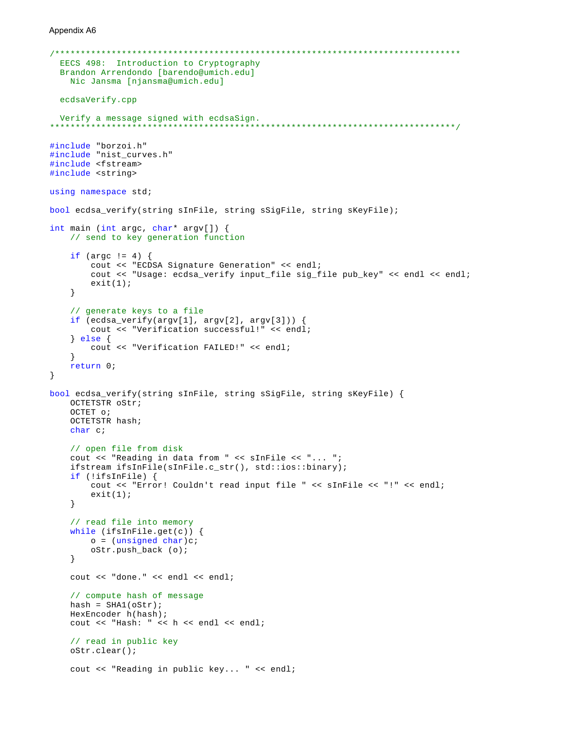Appendix A6

```
/*****************************************************************************
  EECS 498:  Introduction to Cryptography
  Brandon Arrendondo [barendo@umich.edu]
    Nic Jansma [njansma@umich.edu]

  ecdsaVerify.cpp

  Verify a message signed with ecdsaSign.
*****************************************************************************/

#include "borzoi.h"
#include "nist_curves.h"
#include <fstream>
#include <string>

using namespace std;

bool ecdsa_verify(string sInFile, string sSigFile, string sKeyFile);

int main (int argc, char* argv[]) {
    // send to key generation function

    if (argc != 4) {
        cout << "ECDSA Signature Generation" << endl;
        cout << "Usage: ecdsa_verify input_file sig_file pub_key" << endl << endl;
        exit(1);
    }

    // generate keys to a file
    if (ecdsa_verify(argv[1], argv[2], argv[3])) {
        cout << "Verification successful!" << endl;
    } else {
        cout << "Verification FAILED!" << endl;
    }
    return 0;
}

bool ecdsa_verify(string sInFile, string sSigFile, string sKeyFile) {
    OCTETSTR oStr;
    OCTET o;
    OCTETSTR hash;
    char c;

    // open file from disk
    cout << "Reading in data from " << sInFile << "... ";
    ifstream ifsInFile(sInFile.c_str(), std::ios::binary);
    if (!ifsInFile) {
        cout << "Error! Couldn't read input file " << sInFile << "!" << endl;
        exit(1);
    }

    // read file into memory
    while (ifsInFile.get(c)) {
        o = (unsigned char)c;
        oStr.push_back (o);
    }

    cout << "done." << endl << endl;

    // compute hash of message
    hash = SHA1(oStr);
    HexEncoder h(hash);
    cout << "Hash: " << h << endl << endl;

    // read in public key
    oStr.clear();

    cout << "Reading in public key... " << endl;
```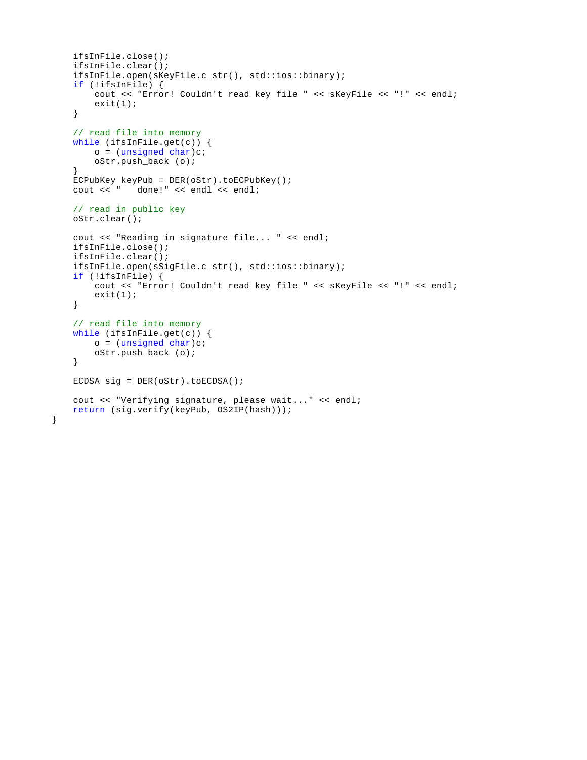```
    ifsInFile.close();
    ifsInFile.clear();
    ifsInFile.open(sKeyFile.c_str(), std::ios::binary);
    if (!ifsInFile) {
        cout << "Error! Couldn't read key file " << sKeyFile << "!" << endl;
        exit(1);
    }

    // read file into memory
    while (ifsInFile.get(c)) {
        o = (unsigned char)c;
        oStr.push_back (o);
    }
    ECPubKey keyPub = DER(oStr).toECPubKey();
    cout << "   done!" << endl << endl;

    // read in public key
    oStr.clear();

    cout << "Reading in signature file... " << endl;
    ifsInFile.close();
    ifsInFile.clear();
    ifsInFile.open(sSigFile.c_str(), std::ios::binary);
    if (!ifsInFile) {
        cout << "Error! Couldn't read key file " << sKeyFile << "!" << endl;
        exit(1);
    }

    // read file into memory
    while (ifsInFile.get(c)) {
        o = (unsigned char)c;
        oStr.push_back (o);
    }

    ECDSA sig = DER(oStr).toECDSA();

    cout << "Verifying signature, please wait..." << endl;
    return (sig.verify(keyPub, OS2IP(hash)));
}
```